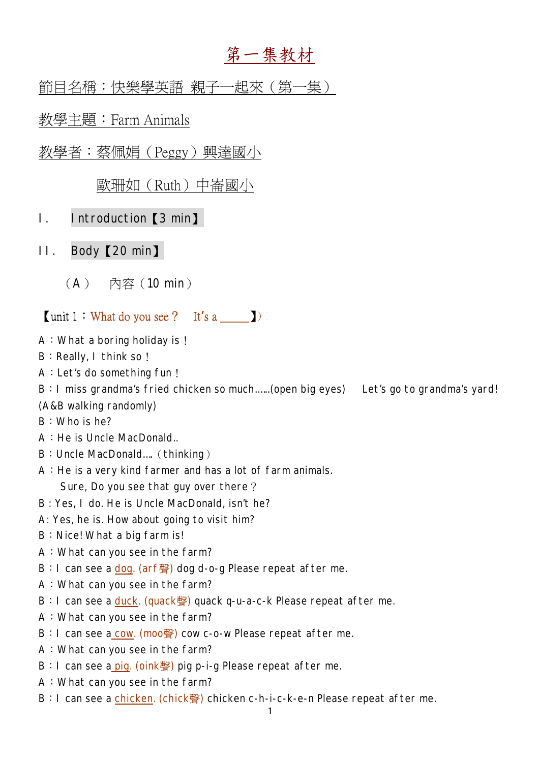# 第一集教材

節目名稱：快樂學英語 親子一起來（第一集）

教學主題：Farm Animals

教學者：蔡佩娟（Peggy）興達國小

歐珊如（Ruth）中崙國小

I. Introduction【3 min】

II. Body【20 min】

（A） 內容（10 min）

【unit 1：What do you see？ It's a _____】)

A：What a boring holiday is！
B：Really, I think so！
A：Let's do something fun！
B：I miss grandma's fried chicken so much……(open big eyes) Let's go to grandma's yard!
(A&B walking randomly)
B：Who is he?
A：He is Uncle MacDonald..
B：Uncle MacDonald….（thinking）
A：He is a very kind farmer and has a lot of farm animals.
Sure, Do you see that guy over there？
B：Yes, I do. He is Uncle MacDonald, isn't he?
A: Yes, he is. How about going to visit him?
B：Nice! What a big farm is!
A：What can you see in the farm?
B：I can see a dog. (arf聲) dog d-o-g Please repeat after me.
A：What can you see in the farm?
B：I can see a duck. (quack聲) quack q-u-a-c-k Please repeat after me.
A：What can you see in the farm?
B：I can see a cow. (moo聲) cow c-o-w Please repeat after me.
A：What can you see in the farm?
B：I can see a pig. (oink聲) pig p-i-g Please repeat after me.
A：What can you see in the farm?
B：I can see a chicken. (chick聲) chicken c-h-i-c-k-e-n Please repeat after me.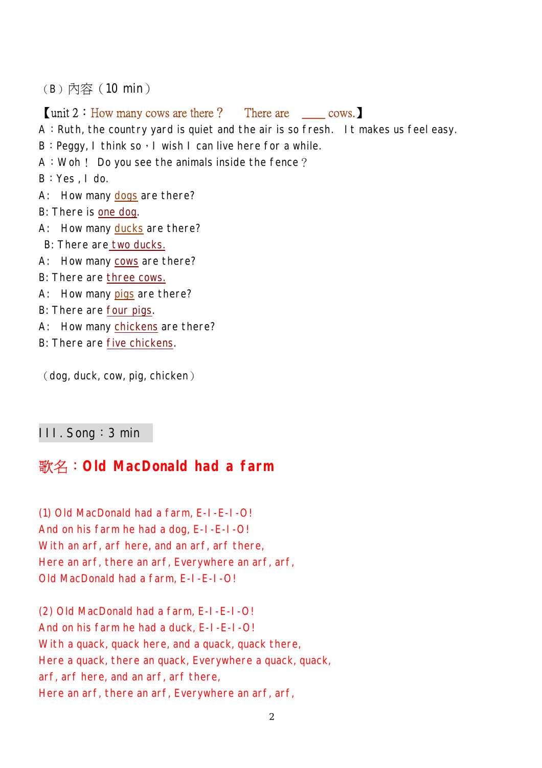（B）內容（10 min）

【unit 2：How many cows are there？ There are ____ cows.】

A：Ruth, the country yard is quiet and the air is so fresh. It makes us feel easy.

B：Peggy, I think so，I wish I can live here for a while.

A：Woh！ Do you see the animals inside the fence？

B：Yes , I do.

A: How many dogs are there?

B: There is one dog.

A: How many ducks are there?

B: There are two ducks.

A: How many cows are there?

B: There are three cows.

A: How many pigs are there?

B: There are four pigs.

A: How many chickens are there?

B: There are five chickens.

（dog, duck, cow, pig, chicken）

## III. Song：3 min

## 歌名：Old MacDonald had a farm

(1) Old MacDonald had a farm, E-I-E-I-O!
And on his farm he had a dog, E-I-E-I-O!
With an arf, arf here, and an arf, arf there,
Here an arf, there an arf, Everywhere an arf, arf,
Old MacDonald had a farm, E-I-E-I-O!

(2) Old MacDonald had a farm, E-I-E-I-O!
And on his farm he had a duck, E-I-E-I-O!
With a quack, quack here, and a quack, quack there,
Here a quack, there an quack, Everywhere a quack, quack,
arf, arf here, and an arf, arf there,
Here an arf, there an arf, Everywhere an arf, arf,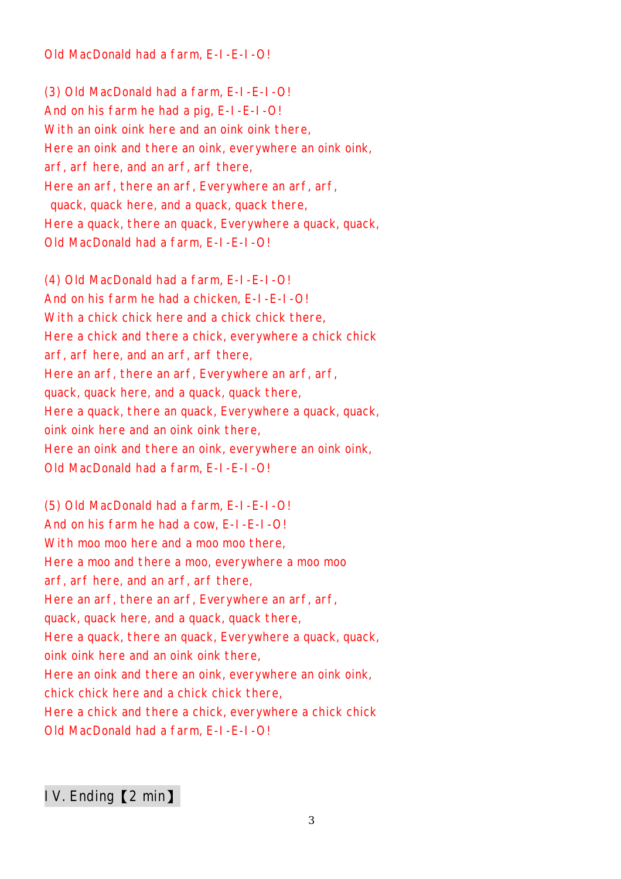Old MacDonald had a farm, E-I-E-I-O!

(3) Old MacDonald had a farm, E-I-E-I-O!
And on his farm he had a pig, E-I-E-I-O!
With an oink oink here and an oink oink there,
Here an oink and there an oink, everywhere an oink oink,
arf, arf here, and an arf, arf there,
Here an arf, there an arf, Everywhere an arf, arf,
quack, quack here, and a quack, quack there,
Here a quack, there an quack, Everywhere a quack, quack,
Old MacDonald had a farm, E-I-E-I-O!

(4) Old MacDonald had a farm, E-I-E-I-O!
And on his farm he had a chicken, E-I-E-I-O!
With a chick chick here and a chick chick there,
Here a chick and there a chick, everywhere a chick chick
arf, arf here, and an arf, arf there,
Here an arf, there an arf, Everywhere an arf, arf,
quack, quack here, and a quack, quack there,
Here a quack, there an quack, Everywhere a quack, quack,
oink oink here and an oink oink there,
Here an oink and there an oink, everywhere an oink oink,
Old MacDonald had a farm, E-I-E-I-O!

(5) Old MacDonald had a farm, E-I-E-I-O!
And on his farm he had a cow, E-I-E-I-O!
With moo moo here and a moo moo there,
Here a moo and there a moo, everywhere a moo moo
arf, arf here, and an arf, arf there,
Here an arf, there an arf, Everywhere an arf, arf,
quack, quack here, and a quack, quack there,
Here a quack, there an quack, Everywhere a quack, quack,
oink oink here and an oink oink there,
Here an oink and there an oink, everywhere an oink oink,
chick chick here and a chick chick there,
Here a chick and there a chick, everywhere a chick chick
Old MacDonald had a farm, E-I-E-I-O!

## IV. Ending【2 min】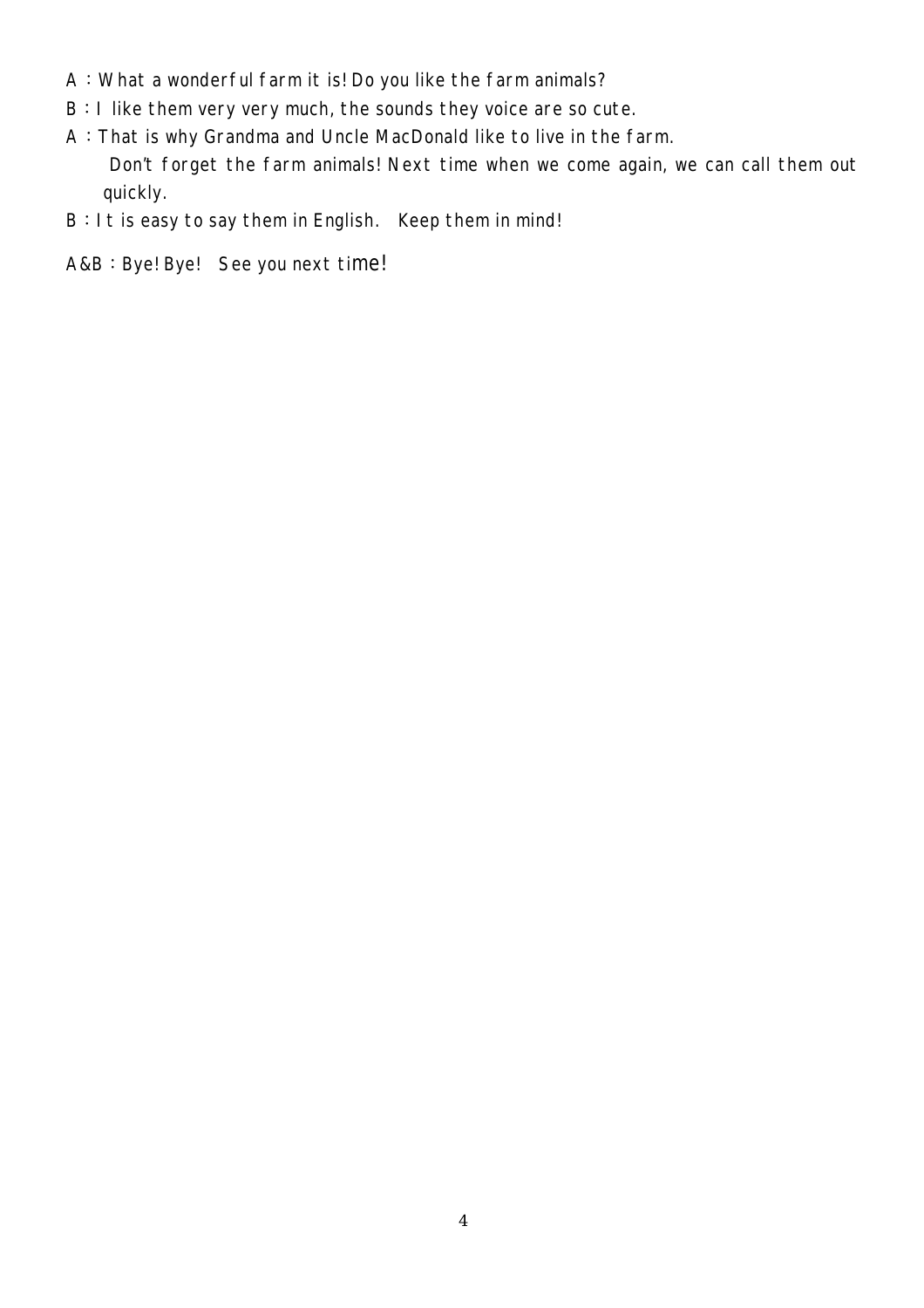A：What a wonderful farm it is! Do you like the farm animals?

B：I like them very very much, the sounds they voice are so cute.

A：That is why Grandma and Uncle MacDonald like to live in the farm.
Don't forget the farm animals! Next time when we come again, we can call them out quickly.

B：It is easy to say them in English.  Keep them in mind!

A&B：Bye! Bye!  See you next time!